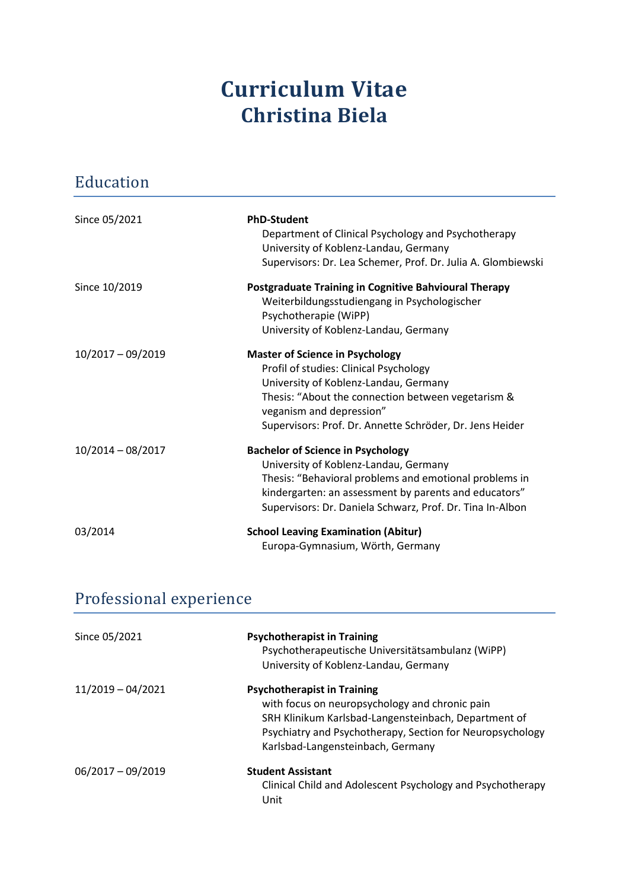# Curriculum Vitae
# Christina Biela

## Education

| | |
|---|---|
| Since 05/2021 | **PhD-Student**<br>Department of Clinical Psychology and Psychotherapy<br>University of Koblenz-Landau, Germany<br>Supervisors: Dr. Lea Schemer, Prof. Dr. Julia A. Glombiewski |
| Since 10/2019 | **Postgraduate Training in Cognitive Bahvioural Therapy**<br>Weiterbildungsstudiengang in Psychologischer Psychotherapie (WiPP)<br>University of Koblenz-Landau, Germany |
| 10/2017 – 09/2019 | **Master of Science in Psychology**<br>Profil of studies: Clinical Psychology<br>University of Koblenz-Landau, Germany<br>Thesis: "About the connection between vegetarism & veganism and depression"<br>Supervisors: Prof. Dr. Annette Schröder, Dr. Jens Heider |
| 10/2014 – 08/2017 | **Bachelor of Science in Psychology**<br>University of Koblenz-Landau, Germany<br>Thesis: "Behavioral problems and emotional problems in kindergarten: an assessment by parents and educators"<br>Supervisors: Dr. Daniela Schwarz, Prof. Dr. Tina In-Albon |
| 03/2014 | **School Leaving Examination (Abitur)**<br>Europa-Gymnasium, Wörth, Germany |

## Professional experience

| | |
|---|---|
| Since 05/2021 | **Psychotherapist in Training**<br>Psychotherapeutische Universitätsambulanz (WiPP)<br>University of Koblenz-Landau, Germany |
| 11/2019 – 04/2021 | **Psychotherapist in Training**<br>with focus on neuropsychology and chronic pain<br>SRH Klinikum Karlsbad-Langensteinbach, Department of Psychiatry and Psychotherapy, Section for Neuropsychology<br>Karlsbad-Langensteinbach, Germany |
| 06/2017 – 09/2019 | **Student Assistant**<br>Clinical Child and Adolescent Psychology and Psychotherapy Unit |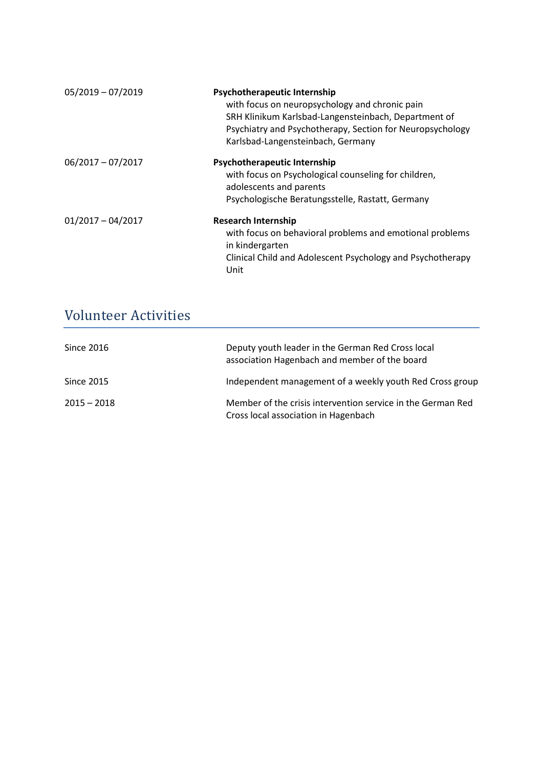05/2019 – 07/2019

**Psychotherapeutic Internship**
with focus on neuropsychology and chronic pain
SRH Klinikum Karlsbad-Langensteinbach, Department of Psychiatry and Psychotherapy, Section for Neuropsychology
Karlsbad-Langensteinbach, Germany

06/2017 – 07/2017

**Psychotherapeutic Internship**
with focus on Psychological counseling for children, adolescents and parents
Psychologische Beratungsstelle, Rastatt, Germany

01/2017 – 04/2017

**Research Internship**
with focus on behavioral problems and emotional problems in kindergarten
Clinical Child and Adolescent Psychology and Psychotherapy Unit

## Volunteer Activities

| | |
|---|---|
| Since 2016 | Deputy youth leader in the German Red Cross local association Hagenbach and member of the board |
| Since 2015 | Independent management of a weekly youth Red Cross group |
| 2015 – 2018 | Member of the crisis intervention service in the German Red Cross local association in Hagenbach |